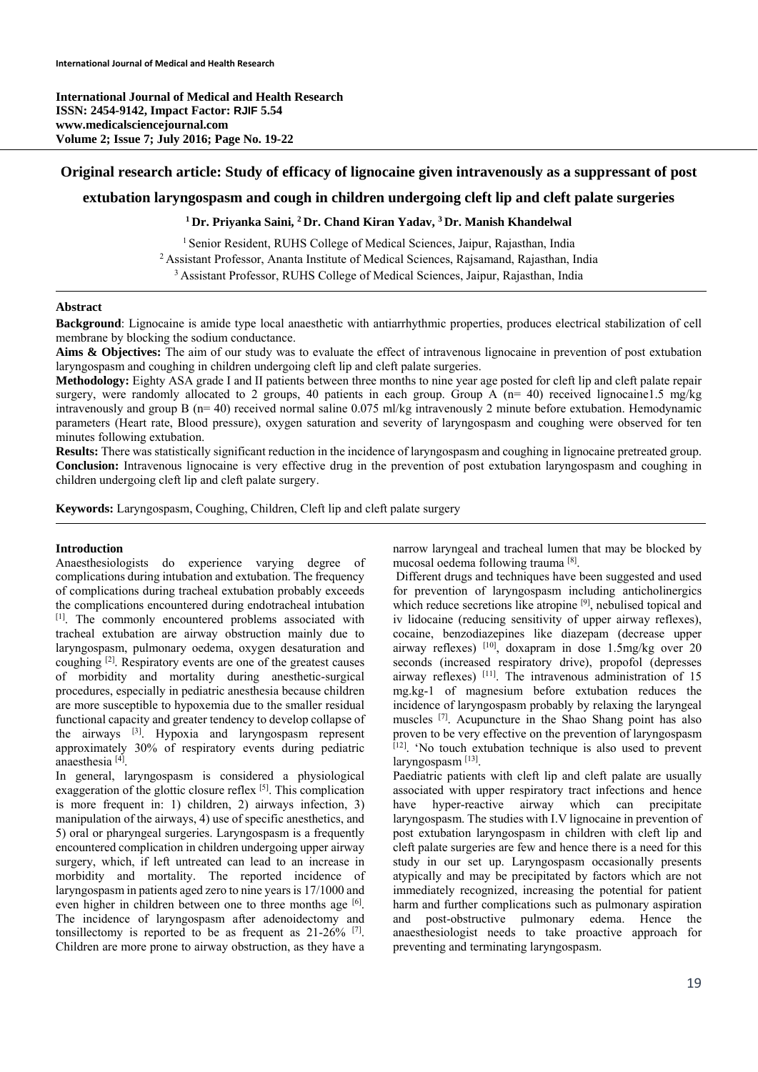# Original research article: Study of efficacy of lignocaine given intravenously as a suppressant of post extubation laryngospasm and cough in children undergoing cleft lip and cleft palate surgeries

**[1] Dr. Priyanka Saini, [2] Dr. Chand Kiran Yadav, [3] Dr. Manish Khandelwal**

[1] Senior Resident, RUHS College of Medical Sciences, Jaipur, Rajasthan, India
[2] Assistant Professor, Ananta Institute of Medical Sciences, Rajsamand, Rajasthan, India
[3] Assistant Professor, RUHS College of Medical Sciences, Jaipur, Rajasthan, India

## Abstract

**Background**: Lignocaine is amide type local anaesthetic with antiarrhythmic properties, produces electrical stabilization of cell membrane by blocking the sodium conductance.

**Aims & Objectives:** The aim of our study was to evaluate the effect of intravenous lignocaine in prevention of post extubation laryngospasm and coughing in children undergoing cleft lip and cleft palate surgeries.

**Methodology:** Eighty ASA grade I and II patients between three months to nine year age posted for cleft lip and cleft palate repair surgery, were randomly allocated to 2 groups, 40 patients in each group. Group A (n= 40) received lignocaine1.5 mg/kg intravenously and group B (n= 40) received normal saline 0.075 ml/kg intravenously 2 minute before extubation. Hemodynamic parameters (Heart rate, Blood pressure), oxygen saturation and severity of laryngospasm and coughing were observed for ten minutes following extubation.

**Results:** There was statistically significant reduction in the incidence of laryngospasm and coughing in lignocaine pretreated group.

**Conclusion:** Intravenous lignocaine is very effective drug in the prevention of post extubation laryngospasm and coughing in children undergoing cleft lip and cleft palate surgery.

**Keywords:** Laryngospasm, Coughing, Children, Cleft lip and cleft palate surgery

## Introduction

Anaesthesiologists do experience varying degree of complications during intubation and extubation. The frequency of complications during tracheal extubation probably exceeds the complications encountered during endotracheal intubation [1]. The commonly encountered problems associated with tracheal extubation are airway obstruction mainly due to laryngospasm, pulmonary oedema, oxygen desaturation and coughing [2]. Respiratory events are one of the greatest causes of morbidity and mortality during anesthetic-surgical procedures, especially in pediatric anesthesia because children are more susceptible to hypoxemia due to the smaller residual functional capacity and greater tendency to develop collapse of the airways [3]. Hypoxia and laryngospasm represent approximately 30% of respiratory events during pediatric anaesthesia [4].

In general, laryngospasm is considered a physiological exaggeration of the glottic closure reflex [5]. This complication is more frequent in: 1) children, 2) airways infection, 3) manipulation of the airways, 4) use of specific anesthetics, and 5) oral or pharyngeal surgeries. Laryngospasm is a frequently encountered complication in children undergoing upper airway surgery, which, if left untreated can lead to an increase in morbidity and mortality. The reported incidence of laryngospasm in patients aged zero to nine years is 17/1000 and even higher in children between one to three months age [6]. The incidence of laryngospasm after adenoidectomy and tonsillectomy is reported to be as frequent as 21-26% [7]. Children are more prone to airway obstruction, as they have a narrow laryngeal and tracheal lumen that may be blocked by mucosal oedema following trauma [8].

Different drugs and techniques have been suggested and used for prevention of laryngospasm including anticholinergics which reduce secretions like atropine [9], nebulised topical and iv lidocaine (reducing sensitivity of upper airway reflexes), cocaine, benzodiazepines like diazepam (decrease upper airway reflexes) [10], doxapram in dose 1.5mg/kg over 20 seconds (increased respiratory drive), propofol (depresses airway reflexes) [11]. The intravenous administration of 15 mg.kg-1 of magnesium before extubation reduces the incidence of laryngospasm probably by relaxing the laryngeal muscles [7]. Acupuncture in the Shao Shang point has also proven to be very effective on the prevention of laryngospasm [12]. 'No touch extubation technique is also used to prevent laryngospasm [13].

Paediatric patients with cleft lip and cleft palate are usually associated with upper respiratory tract infections and hence have hyper-reactive airway which can precipitate laryngospasm. The studies with I.V lignocaine in prevention of post extubation laryngospasm in children with cleft lip and cleft palate surgeries are few and hence there is a need for this study in our set up. Laryngospasm occasionally presents atypically and may be precipitated by factors which are not immediately recognized, increasing the potential for patient harm and further complications such as pulmonary aspiration and post-obstructive pulmonary edema. Hence the anaesthesiologist needs to take proactive approach for preventing and terminating laryngospasm.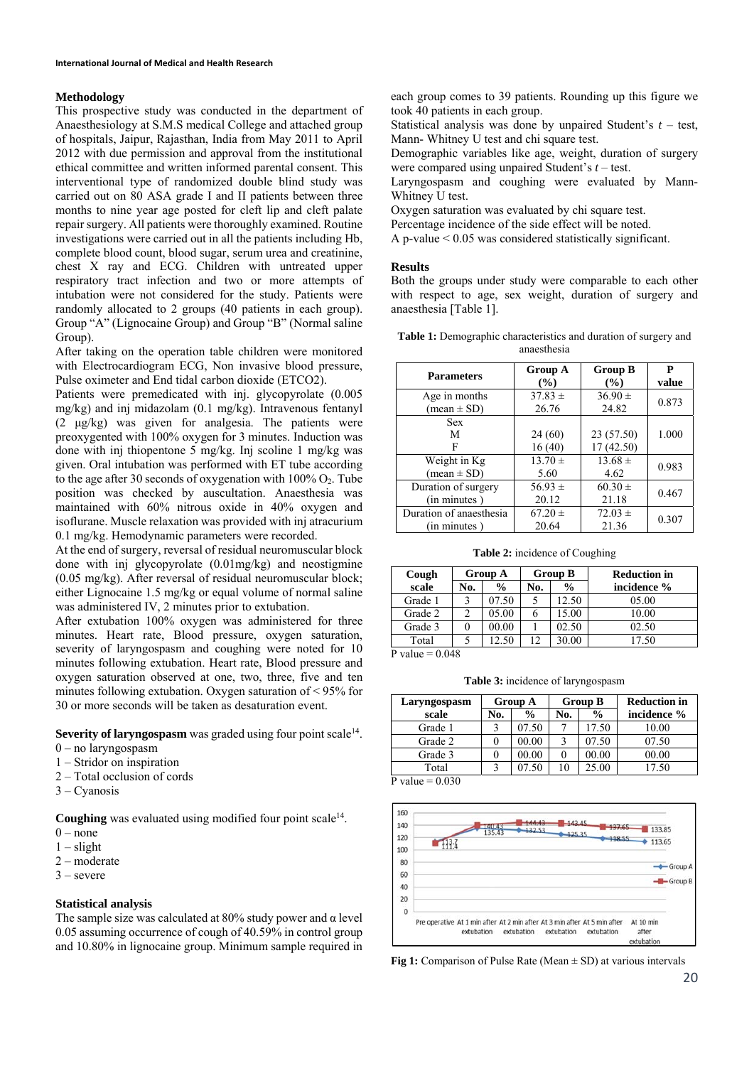## Methodology

This prospective study was conducted in the department of Anaesthesiology at S.M.S medical College and attached group of hospitals, Jaipur, Rajasthan, India from May 2011 to April 2012 with due permission and approval from the institutional ethical committee and written informed parental consent. This interventional type of randomized double blind study was carried out on 80 ASA grade I and II patients between three months to nine year age posted for cleft lip and cleft palate repair surgery. All patients were thoroughly examined. Routine investigations were carried out in all the patients including Hb, complete blood count, blood sugar, serum urea and creatinine, chest X ray and ECG. Children with untreated upper respiratory tract infection and two or more attempts of intubation were not considered for the study. Patients were randomly allocated to 2 groups (40 patients in each group). Group "A" (Lignocaine Group) and Group "B" (Normal saline Group).

After taking on the operation table children were monitored with Electrocardiogram ECG, Non invasive blood pressure, Pulse oximeter and End tidal carbon dioxide (ETCO2).

Patients were premedicated with inj. glycopyrolate (0.005 mg/kg) and inj midazolam (0.1 mg/kg). Intravenous fentanyl (2 μg/kg) was given for analgesia. The patients were preoxygented with 100% oxygen for 3 minutes. Induction was done with inj thiopentone 5 mg/kg. Inj scoline 1 mg/kg was given. Oral intubation was performed with ET tube according to the age after 30 seconds of oxygenation with 100% $O_2$. Tube position was checked by auscultation. Anaesthesia was maintained with 60% nitrous oxide in 40% oxygen and isoflurane. Muscle relaxation was provided with inj atracurium 0.1 mg/kg. Hemodynamic parameters were recorded.

At the end of surgery, reversal of residual neuromuscular block done with inj glycopyrolate (0.01mg/kg) and neostigmine (0.05 mg/kg). After reversal of residual neuromuscular block; either Lignocaine 1.5 mg/kg or equal volume of normal saline was administered IV, 2 minutes prior to extubation.

After extubation 100% oxygen was administered for three minutes. Heart rate, Blood pressure, oxygen saturation, severity of laryngospasm and coughing were noted for 10 minutes following extubation. Heart rate, Blood pressure and oxygen saturation observed at one, two, three, five and ten minutes following extubation. Oxygen saturation of < 95% for 30 or more seconds will be taken as desaturation event.

**Severity of laryngospasm** was graded using four point scale[14].

0 – no laryngospasm
1 – Stridor on inspiration
2 – Total occlusion of cords
3 – Cyanosis

**Coughing** was evaluated using modified four point scale[14].

0 – none
1 – slight
2 – moderate
3 – severe

### Statistical analysis

The sample size was calculated at 80% study power and α level 0.05 assuming occurrence of cough of 40.59% in control group and 10.80% in lignocaine group. Minimum sample required in each group comes to 39 patients. Rounding up this figure we took 40 patients in each group.

Statistical analysis was done by unpaired Student's $t$ – test, Mann- Whitney U test and chi square test.

Demographic variables like age, weight, duration of surgery were compared using unpaired Student's $t$ – test.

Laryngospasm and coughing were evaluated by Mann-Whitney U test.

Oxygen saturation was evaluated by chi square test.

Percentage incidence of the side effect will be noted.

A p-value < 0.05 was considered statistically significant.

## Results

Both the groups under study were comparable to each other with respect to age, sex weight, duration of surgery and anaesthesia [Table 1].

**Table 1:** Demographic characteristics and duration of surgery and anaesthesia

| Parameters | Group A (%) | Group B (%) | P value |
|---|---|---|---|
| Age in months (mean ± SD) | 37.83 ± 26.76 | 36.90 ± 24.82 | 0.873 |
| Sex M F | 24 (60) 16 (40) | 23 (57.50) 17 (42.50) | 1.000 |
| Weight in Kg (mean ± SD) | 13.70 ± 5.60 | 13.68 ± 4.62 | 0.983 |
| Duration of surgery (in minutes ) | 56.93 ± 20.12 | 60.30 ± 21.18 | 0.467 |
| Duration of anaesthesia (in minutes ) | 67.20 ± 20.64 | 72.03 ± 21.36 | 0.307 |

**Table 2:** incidence of Coughing

| Cough scale | Group A | | Group B | | Reduction in incidence % |
|---|---|---|---|---|---|
| | No. | % | No. | % | |
| Grade 1 | 3 | 07.50 | 5 | 12.50 | 05.00 |
| Grade 2 | 2 | 05.00 | 6 | 15.00 | 10.00 |
| Grade 3 | 0 | 00.00 | 1 | 02.50 | 02.50 |
| Total | 5 | 12.50 | 12 | 30.00 | 17.50 |

P value = 0.048

**Table 3:** incidence of laryngospasm

| Laryngospasm scale | Group A | | Group B | | Reduction in incidence % |
|---|---|---|---|---|---|
| | No. | % | No. | % | |
| Grade 1 | 3 | 07.50 | 7 | 17.50 | 10.00 |
| Grade 2 | 0 | 00.00 | 3 | 07.50 | 07.50 |
| Grade 3 | 0 | 00.00 | 0 | 00.00 | 00.00 |
| Total | 3 | 07.50 | 10 | 25.00 | 17.50 |

P value = 0.030

**Fig 1:** Comparison of Pulse Rate (Mean ± SD) at various intervals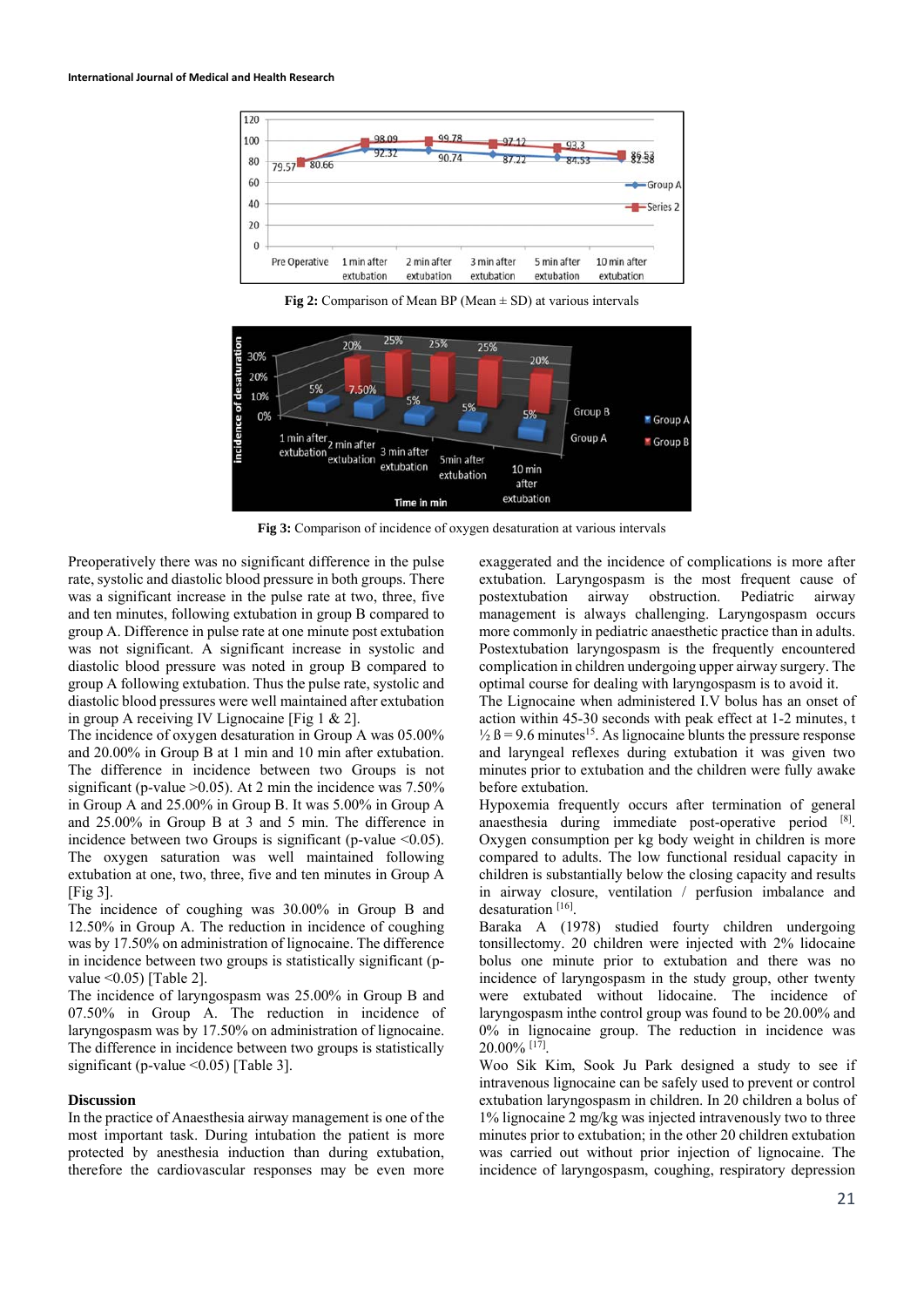Fig 2: Comparison of Mean BP (Mean ± SD) at various intervals

Fig 3: Comparison of incidence of oxygen desaturation at various intervals

Preoperatively there was no significant difference in the pulse rate, systolic and diastolic blood pressure in both groups. There was a significant increase in the pulse rate at two, three, five and ten minutes, following extubation in group B compared to group A. Difference in pulse rate at one minute post extubation was not significant. A significant increase in systolic and diastolic blood pressure was noted in group B compared to group A following extubation. Thus the pulse rate, systolic and diastolic blood pressures were well maintained after extubation in group A receiving IV Lignocaine [Fig 1 & 2].

The incidence of oxygen desaturation in Group A was 05.00% and 20.00% in Group B at 1 min and 10 min after extubation. The difference in incidence between two Groups is not significant (p-value >0.05). At 2 min the incidence was 7.50% in Group A and 25.00% in Group B. It was 5.00% in Group A and 25.00% in Group B at 3 and 5 min. The difference in incidence between two Groups is significant (p-value <0.05). The oxygen saturation was well maintained following extubation at one, two, three, five and ten minutes in Group A [Fig 3].

The incidence of coughing was 30.00% in Group B and 12.50% in Group A. The reduction in incidence of coughing was by 17.50% on administration of lignocaine. The difference in incidence between two groups is statistically significant (p-value <0.05) [Table 2].

The incidence of laryngospasm was 25.00% in Group B and 07.50% in Group A. The reduction in incidence of laryngospasm was by 17.50% on administration of lignocaine. The difference in incidence between two groups is statistically significant (p-value <0.05) [Table 3].

## Discussion

In the practice of Anaesthesia airway management is one of the most important task. During intubation the patient is more protected by anesthesia induction than during extubation, therefore the cardiovascular responses may be even more exaggerated and the incidence of complications is more after extubation. Laryngospasm is the most frequent cause of postextubation airway obstruction. Pediatric airway management is always challenging. Laryngospasm occurs more commonly in pediatric anaesthetic practice than in adults. Postextubation laryngospasm is the frequently encountered complication in children undergoing upper airway surgery. The optimal course for dealing with laryngospasm is to avoid it.

The Lignocaine when administered I.V bolus has an onset of action within 45-30 seconds with peak effect at 1-2 minutes, t ½ ß = 9.6 minutes[15]. As lignocaine blunts the pressure response and laryngeal reflexes during extubation it was given two minutes prior to extubation and the children were fully awake before extubation.

Hypoxemia frequently occurs after termination of general anaesthesia during immediate post-operative period [8]. Oxygen consumption per kg body weight in children is more compared to adults. The low functional residual capacity in children is substantially below the closing capacity and results in airway closure, ventilation / perfusion imbalance and desaturation [16].

Baraka A (1978) studied fourty children undergoing tonsillectomy. 20 children were injected with 2% lidocaine bolus one minute prior to extubation and there was no incidence of laryngospasm in the study group, other twenty were extubated without lidocaine. The incidence of laryngospasm inthe control group was found to be 20.00% and 0% in lignocaine group. The reduction in incidence was 20.00% [17].

Woo Sik Kim, Sook Ju Park designed a study to see if intravenous lignocaine can be safely used to prevent or control extubation laryngospasm in children. In 20 children a bolus of 1% lignocaine 2 mg/kg was injected intravenously two to three minutes prior to extubation; in the other 20 children extubation was carried out without prior injection of lignocaine. The incidence of laryngospasm, coughing, respiratory depression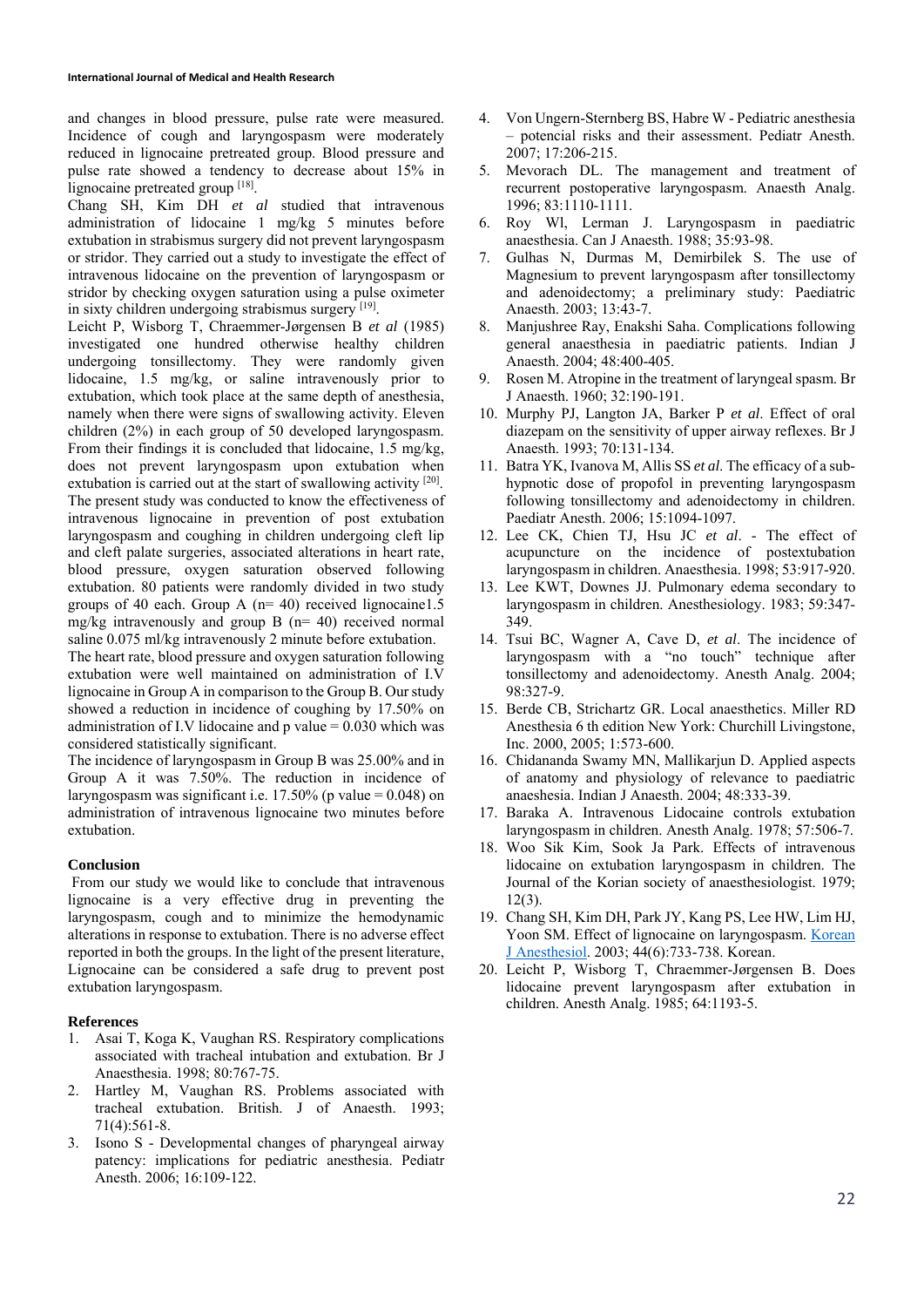and changes in blood pressure, pulse rate were measured. Incidence of cough and laryngospasm were moderately reduced in lignocaine pretreated group. Blood pressure and pulse rate showed a tendency to decrease about 15% in lignocaine pretreated group [18].

Chang SH, Kim DH *et al* studied that intravenous administration of lidocaine 1 mg/kg 5 minutes before extubation in strabismus surgery did not prevent laryngospasm or stridor. They carried out a study to investigate the effect of intravenous lidocaine on the prevention of laryngospasm or stridor by checking oxygen saturation using a pulse oximeter in sixty children undergoing strabismus surgery [19].

Leicht P, Wisborg T, Chraemmer-Jørgensen B *et al* (1985) investigated one hundred otherwise healthy children undergoing tonsillectomy. They were randomly given lidocaine, 1.5 mg/kg, or saline intravenously prior to extubation, which took place at the same depth of anesthesia, namely when there were signs of swallowing activity. Eleven children (2%) in each group of 50 developed laryngospasm. From their findings it is concluded that lidocaine, 1.5 mg/kg, does not prevent laryngospasm upon extubation when extubation is carried out at the start of swallowing activity [20].

The present study was conducted to know the effectiveness of intravenous lignocaine in prevention of post extubation laryngospasm and coughing in children undergoing cleft lip and cleft palate surgeries, associated alterations in heart rate, blood pressure, oxygen saturation observed following extubation. 80 patients were randomly divided in two study groups of 40 each. Group A (n= 40) received lignocaine1.5 mg/kg intravenously and group B (n= 40) received normal saline 0.075 ml/kg intravenously 2 minute before extubation.

The heart rate, blood pressure and oxygen saturation following extubation were well maintained on administration of I.V lignocaine in Group A in comparison to the Group B. Our study showed a reduction in incidence of coughing by 17.50% on administration of I.V lidocaine and p value = 0.030 which was considered statistically significant.

The incidence of laryngospasm in Group B was 25.00% and in Group A it was 7.50%. The reduction in incidence of laryngospasm was significant i.e. 17.50% (p value = 0.048) on administration of intravenous lignocaine two minutes before extubation.

## Conclusion

From our study we would like to conclude that intravenous lignocaine is a very effective drug in preventing the laryngospasm, cough and to minimize the hemodynamic alterations in response to extubation. There is no adverse effect reported in both the groups. In the light of the present literature, Lignocaine can be considered a safe drug to prevent post extubation laryngospasm.

## References

1. Asai T, Koga K, Vaughan RS. Respiratory complications associated with tracheal intubation and extubation. Br J Anaesthesia. 1998; 80:767-75.
2. Hartley M, Vaughan RS. Problems associated with tracheal extubation. British. J of Anaesth. 1993; 71(4):561-8.
3. Isono S - Developmental changes of pharyngeal airway patency: implications for pediatric anesthesia. Pediatr Anesth. 2006; 16:109-122.
4. Von Ungern-Sternberg BS, Habre W - Pediatric anesthesia – potencial risks and their assessment. Pediatr Anesth. 2007; 17:206-215.
5. Mevorach DL. The management and treatment of recurrent postoperative laryngospasm. Anaesth Analg. 1996; 83:1110-1111.
6. Roy Wl, Lerman J. Laryngospasm in paediatric anaesthesia. Can J Anaesth. 1988; 35:93-98.
7. Gulhas N, Durmas M, Demirbilek S. The use of Magnesium to prevent laryngospasm after tonsillectomy and adenoidectomy; a preliminary study: Paediatric Anaesth. 2003; 13:43-7.
8. Manjushree Ray, Enakshi Saha. Complications following general anaesthesia in paediatric patients. Indian J Anaesth. 2004; 48:400-405.
9. Rosen M. Atropine in the treatment of laryngeal spasm. Br J Anaesth. 1960; 32:190-191.
10. Murphy PJ, Langton JA, Barker P *et al*. Effect of oral diazepam on the sensitivity of upper airway reflexes. Br J Anaesth. 1993; 70:131-134.
11. Batra YK, Ivanova M, Allis SS *et al*. The efficacy of a sub-hypnotic dose of propofol in preventing laryngospasm following tonsillectomy and adenoidectomy in children. Paediatr Anesth. 2006; 15:1094-1097.
12. Lee CK, Chien TJ, Hsu JC *et al*. - The effect of acupuncture on the incidence of postextubation laryngospasm in children. Anaesthesia. 1998; 53:917-920.
13. Lee KWT, Downes JJ. Pulmonary edema secondary to laryngospasm in children. Anesthesiology. 1983; 59:347-349.
14. Tsui BC, Wagner A, Cave D, *et al*. The incidence of laryngospasm with a "no touch" technique after tonsillectomy and adenoidectomy. Anesth Analg. 2004; 98:327-9.
15. Berde CB, Strichartz GR. Local anaesthetics. Miller RD Anesthesia 6 th edition New York: Churchill Livingstone, Inc. 2000, 2005; 1:573-600.
16. Chidananda Swamy MN, Mallikarjun D. Applied aspects of anatomy and physiology of relevance to paediatric anaeshesia. Indian J Anaesth. 2004; 48:333-39.
17. Baraka A. Intravenous Lidocaine controls extubation laryngospasm in children. Anesth Analg. 1978; 57:506-7.
18. Woo Sik Kim, Sook Ja Park. Effects of intravenous lidocaine on extubation laryngospasm in children. The Journal of the Korian society of anaesthesiologist. 1979; 12(3).
19. Chang SH, Kim DH, Park JY, Kang PS, Lee HW, Lim HJ, Yoon SM. Effect of lignocaine on laryngospasm. Korean J Anesthesiol. 2003; 44(6):733-738. Korean.
20. Leicht P, Wisborg T, Chraemmer-Jørgensen B. Does lidocaine prevent laryngospasm after extubation in children. Anesth Analg. 1985; 64:1193-5.